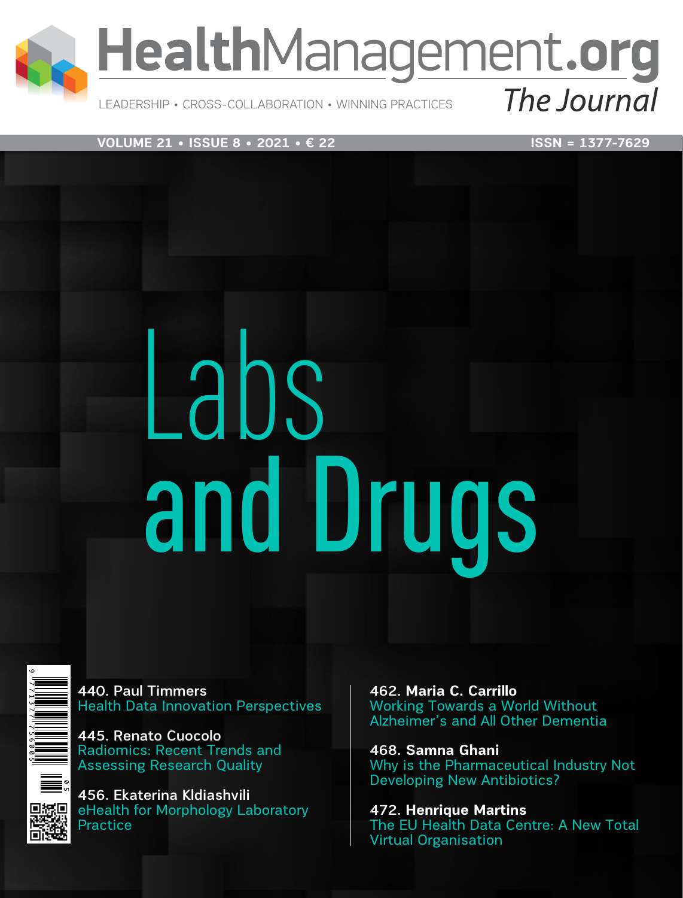# HealthManagement.org

## The Journal

LEADERSHIP • CROSS-COLLABORATION • WINNING PRACTICES

VOLUME 21 • ISSUE 8 • 2021 • € 22

ISSN = 1377-7629

# Labs and Drugs

**440. Paul Timmers**
Health Data Innovation Perspectives

**445. Renato Cuocolo**
Radiomics: Recent Trends and Assessing Research Quality

**456. Ekaterina Kldiashvili**
eHealth for Morphology Laboratory Practice

**462. Maria C. Carrillo**
Working Towards a World Without Alzheimer's and All Other Dementia

**468. Samna Ghani**
Why is the Pharmaceutical Industry Not Developing New Antibiotics?

**472. Henrique Martins**
The EU Health Data Centre: A New Total Virtual Organisation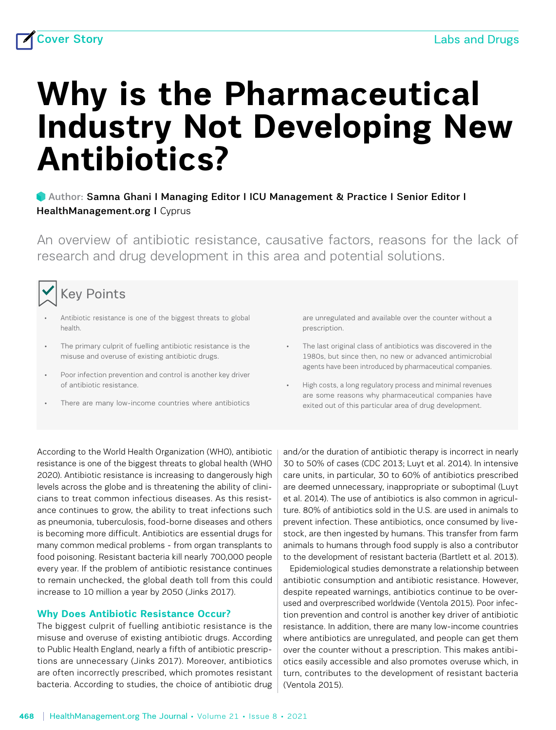Cover Story

# Why is the Pharmaceutical Industry Not Developing New Antibiotics?

**Author:** **Samna Ghani | Managing Editor | ICU Management & Practice | Senior Editor | HealthManagement.org |** Cyprus

An overview of antibiotic resistance, causative factors, reasons for the lack of research and drug development in this area and potential solutions.

## Key Points

- Antibiotic resistance is one of the biggest threats to global health.
- The primary culprit of fuelling antibiotic resistance is the misuse and overuse of existing antibiotic drugs.
- Poor infection prevention and control is another key driver of antibiotic resistance.
- There are many low-income countries where antibiotics are unregulated and available over the counter without a prescription.
- The last original class of antibiotics was discovered in the 1980s, but since then, no new or advanced antimicrobial agents have been introduced by pharmaceutical companies.
- High costs, a long regulatory process and minimal revenues are some reasons why pharmaceutical companies have exited out of this particular area of drug development.

According to the World Health Organization (WHO), antibiotic resistance is one of the biggest threats to global health (WHO 2020). Antibiotic resistance is increasing to dangerously high levels across the globe and is threatening the ability of clinicians to treat common infectious diseases. As this resistance continues to grow, the ability to treat infections such as pneumonia, tuberculosis, food-borne diseases and others is becoming more difficult. Antibiotics are essential drugs for many common medical problems - from organ transplants to food poisoning. Resistant bacteria kill nearly 700,000 people every year. If the problem of antibiotic resistance continues to remain unchecked, the global death toll from this could increase to 10 million a year by 2050 (Jinks 2017).

### Why Does Antibiotic Resistance Occur?

The biggest culprit of fuelling antibiotic resistance is the misuse and overuse of existing antibiotic drugs. According to Public Health England, nearly a fifth of antibiotic prescriptions are unnecessary (Jinks 2017). Moreover, antibiotics are often incorrectly prescribed, which promotes resistant bacteria. According to studies, the choice of antibiotic drug and/or the duration of antibiotic therapy is incorrect in nearly 30 to 50% of cases (CDC 2013; Luyt et al. 2014). In intensive care units, in particular, 30 to 60% of antibiotics prescribed are deemed unnecessary, inappropriate or suboptimal (Luyt et al. 2014). The use of antibiotics is also common in agriculture. 80% of antibiotics sold in the U.S. are used in animals to prevent infection. These antibiotics, once consumed by livestock, are then ingested by humans. This transfer from farm animals to humans through food supply is also a contributor to the development of resistant bacteria (Bartlett et al. 2013).

Epidemiological studies demonstrate a relationship between antibiotic consumption and antibiotic resistance. However, despite repeated warnings, antibiotics continue to be overused and overprescribed worldwide (Ventola 2015). Poor infection prevention and control is another key driver of antibiotic resistance. In addition, there are many low-income countries where antibiotics are unregulated, and people can get them over the counter without a prescription. This makes antibiotics easily accessible and also promotes overuse which, in turn, contributes to the development of resistant bacteria (Ventola 2015).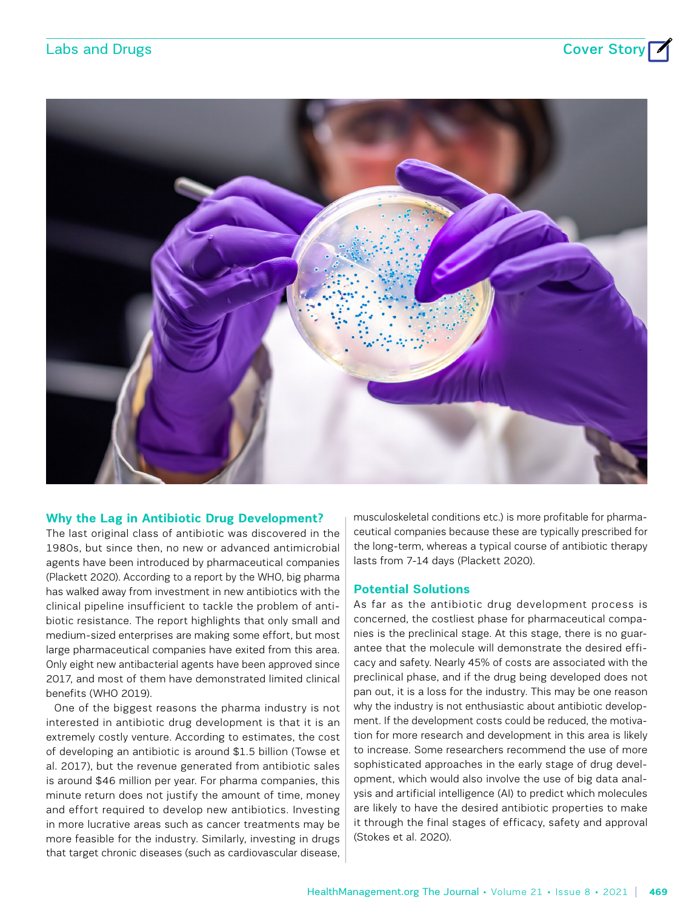## Why the Lag in Antibiotic Drug Development?

The last original class of antibiotic was discovered in the 1980s, but since then, no new or advanced antimicrobial agents have been introduced by pharmaceutical companies (Plackett 2020). According to a report by the WHO, big pharma has walked away from investment in new antibiotics with the clinical pipeline insufficient to tackle the problem of antibiotic resistance. The report highlights that only small and medium-sized enterprises are making some effort, but most large pharmaceutical companies have exited from this area. Only eight new antibacterial agents have been approved since 2017, and most of them have demonstrated limited clinical benefits (WHO 2019).

One of the biggest reasons the pharma industry is not interested in antibiotic drug development is that it is an extremely costly venture. According to estimates, the cost of developing an antibiotic is around $1.5 billion (Towse et al. 2017), but the revenue generated from antibiotic sales is around $46 million per year. For pharma companies, this minute return does not justify the amount of time, money and effort required to develop new antibiotics. Investing in more lucrative areas such as cancer treatments may be more feasible for the industry. Similarly, investing in drugs that target chronic diseases (such as cardiovascular disease, musculoskeletal conditions etc.) is more profitable for pharmaceutical companies because these are typically prescribed for the long-term, whereas a typical course of antibiotic therapy lasts from 7-14 days (Plackett 2020).

## Potential Solutions

As far as the antibiotic drug development process is concerned, the costliest phase for pharmaceutical companies is the preclinical stage. At this stage, there is no guarantee that the molecule will demonstrate the desired efficacy and safety. Nearly 45% of costs are associated with the preclinical phase, and if the drug being developed does not pan out, it is a loss for the industry. This may be one reason why the industry is not enthusiastic about antibiotic development. If the development costs could be reduced, the motivation for more research and development in this area is likely to increase. Some researchers recommend the use of more sophisticated approaches in the early stage of drug development, which would also involve the use of big data analysis and artificial intelligence (AI) to predict which molecules are likely to have the desired antibiotic properties to make it through the final stages of efficacy, safety and approval (Stokes et al. 2020).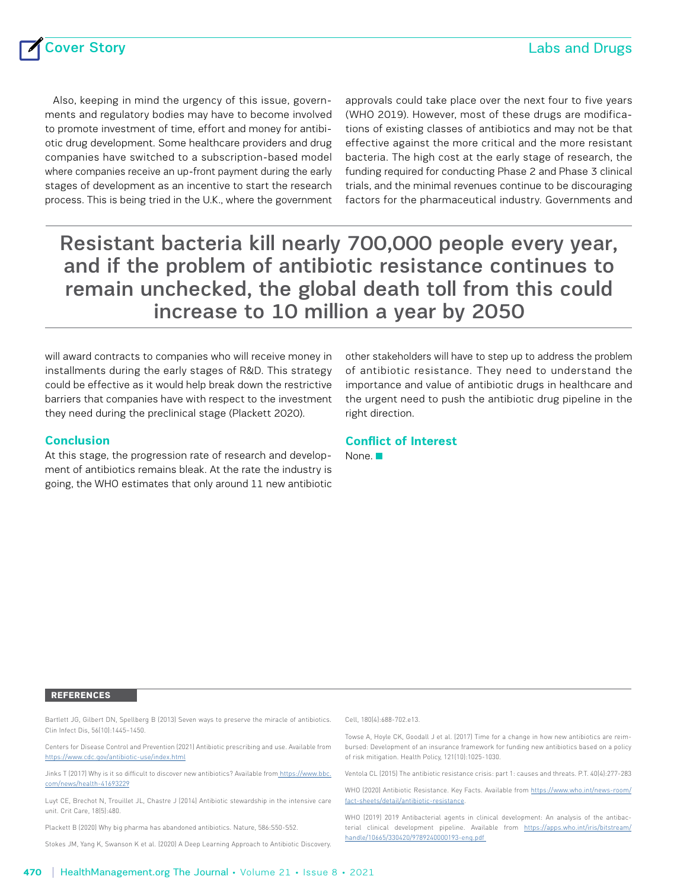Also, keeping in mind the urgency of this issue, governments and regulatory bodies may have to become involved to promote investment of time, effort and money for antibiotic drug development. Some healthcare providers and drug companies have switched to a subscription-based model where companies receive an up-front payment during the early stages of development as an incentive to start the research process. This is being tried in the U.K., where the government will award contracts to companies who will receive money in installments during the early stages of R&D. This strategy could be effective as it would help break down the restrictive barriers that companies have with respect to the investment they need during the preclinical stage (Plackett 2020).

## Conclusion

At this stage, the progression rate of research and development of antibiotics remains bleak. At the rate the industry is going, the WHO estimates that only around 11 new antibiotic approvals could take place over the next four to five years (WHO 2019). However, most of these drugs are modifications of existing classes of antibiotics and may not be that effective against the more critical and the more resistant bacteria. The high cost at the early stage of research, the funding required for conducting Phase 2 and Phase 3 clinical trials, and the minimal revenues continue to be discouraging factors for the pharmaceutical industry. Governments and other stakeholders will have to step up to address the problem of antibiotic resistance. They need to understand the importance and value of antibiotic drugs in healthcare and the urgent need to push the antibiotic drug pipeline in the right direction.

> Resistant bacteria kill nearly 700,000 people every year, and if the problem of antibiotic resistance continues to remain unchecked, the global death toll from this could increase to 10 million a year by 2050

## Conflict of Interest

None.

## REFERENCES

Bartlett JG, Gilbert DN, Spellberg B (2013) Seven ways to preserve the miracle of antibiotics. Clin Infect Dis, 56(10):1445–1450.

Centers for Disease Control and Prevention (2021) Antibiotic prescribing and use. Available from https://www.cdc.gov/antibiotic-use/index.html

Jinks T (2017) Why is it so difficult to discover new antibiotics? Available from https://www.bbc.com/news/health-41693229

Luyt CE, Brechot N, Trouillet JL, Chastre J (2014) Antibiotic stewardship in the intensive care unit. Crit Care, 18(5):480.

Plackett B (2020) Why big pharma has abandoned antibiotics. Nature, 586:S50-S52.

Stokes JM, Yang K, Swanson K et al. (2020) A Deep Learning Approach to Antibiotic Discovery. Cell, 180(4):688-702.e13.

Towse A, Hoyle CK, Goodall J et al. (2017) Time for a change in how new antibiotics are reimbursed: Development of an insurance framework for funding new antibiotics based on a policy of risk mitigation. Health Policy, 121(10):1025-1030.

Ventola CL (2015) The antibiotic resistance crisis: part 1: causes and threats. P.T. 40(4):277-283

WHO (2020) Antibiotic Resistance. Key Facts. Available from https://www.who.int/news-room/fact-sheets/detail/antibiotic-resistance.

WHO (2019) 2019 Antibacterial agents in clinical development: An analysis of the antibacterial clinical development pipeline. Available from https://apps.who.int/iris/bitstream/handle/10665/330420/9789240000193-eng.pdf